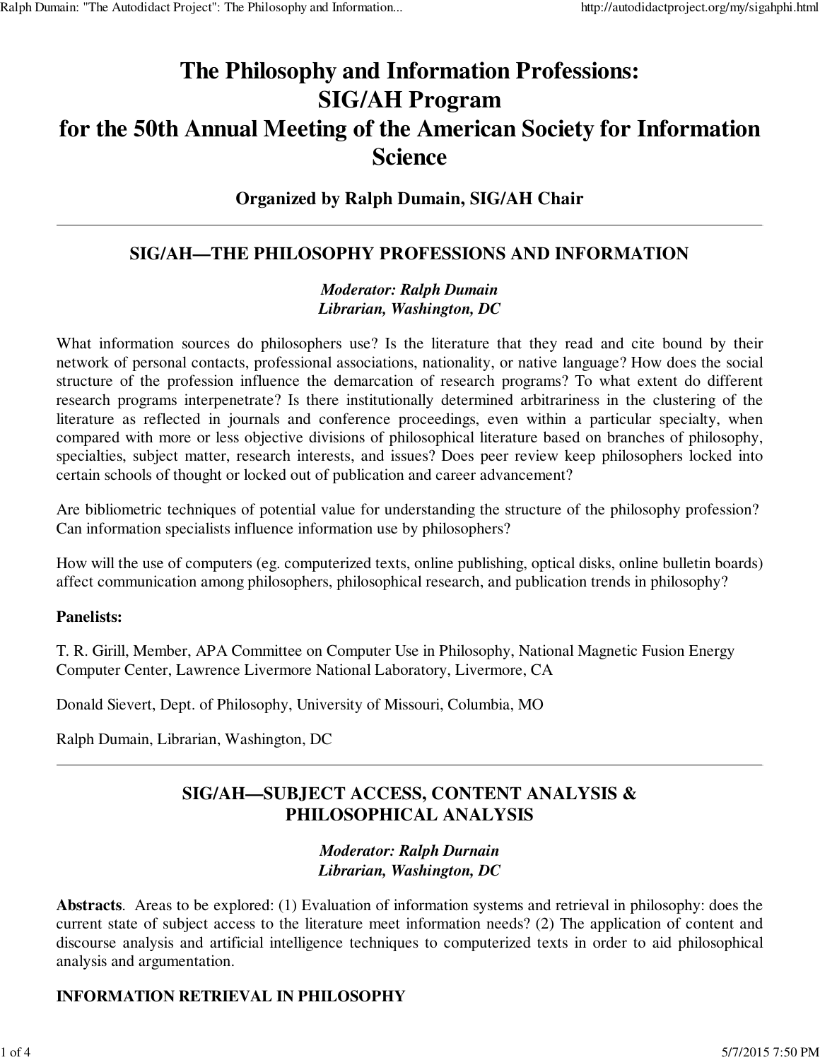# The Philosophy and Information Professions: SIG/AH Program for the 50th Annual Meeting of the American Society for Information Science

### Organized by Ralph Dumain, SIG/AH Chair

---

## SIG/AH—THE PHILOSOPHY PROFESSIONS AND INFORMATION

***Moderator: Ralph Dumain***
***Librarian, Washington, DC***

What information sources do philosophers use? Is the literature that they read and cite bound by their network of personal contacts, professional associations, nationality, or native language? How does the social structure of the profession influence the demarcation of research programs? To what extent do different research programs interpenetrate? Is there institutionally determined arbitrariness in the clustering of the literature as reflected in journals and conference proceedings, even within a particular specialty, when compared with more or less objective divisions of philosophical literature based on branches of philosophy, specialties, subject matter, research interests, and issues? Does peer review keep philosophers locked into certain schools of thought or locked out of publication and career advancement?

Are bibliometric techniques of potential value for understanding the structure of the philosophy profession? Can information specialists influence information use by philosophers?

How will the use of computers (eg. computerized texts, online publishing, optical disks, online bulletin boards) affect communication among philosophers, philosophical research, and publication trends in philosophy?

**Panelists:**

T. R. Girill, Member, APA Committee on Computer Use in Philosophy, National Magnetic Fusion Energy Computer Center, Lawrence Livermore National Laboratory, Livermore, CA

Donald Sievert, Dept. of Philosophy, University of Missouri, Columbia, MO

Ralph Dumain, Librarian, Washington, DC

---

## SIG/AH—SUBJECT ACCESS, CONTENT ANALYSIS & PHILOSOPHICAL ANALYSIS

***Moderator: Ralph Durnain***
***Librarian, Washington, DC***

**Abstracts**. Areas to be explored: (1) Evaluation of information systems and retrieval in philosophy: does the current state of subject access to the literature meet information needs? (2) The application of content and discourse analysis and artificial intelligence techniques to computerized texts in order to aid philosophical analysis and argumentation.

**INFORMATION RETRIEVAL IN PHILOSOPHY**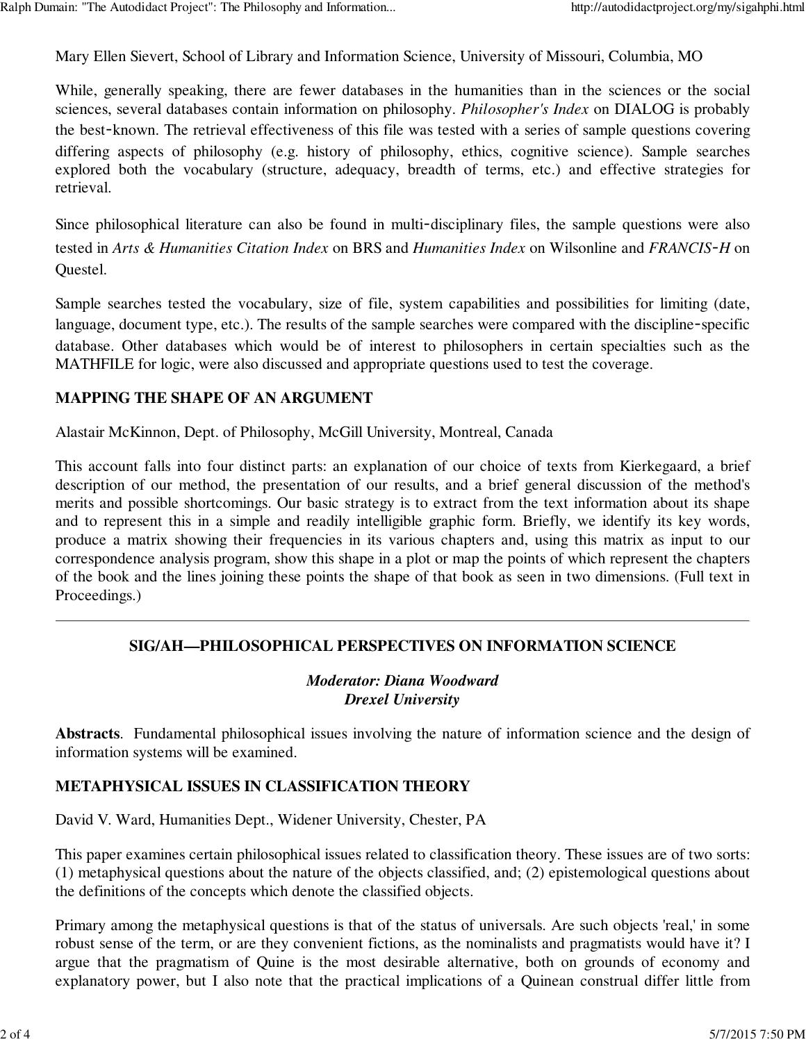Mary Ellen Sievert, School of Library and Information Science, University of Missouri, Columbia, MO

While, generally speaking, there are fewer databases in the humanities than in the sciences or the social sciences, several databases contain information on philosophy. *Philosopher's Index* on DIALOG is probably the best-known. The retrieval effectiveness of this file was tested with a series of sample questions covering differing aspects of philosophy (e.g. history of philosophy, ethics, cognitive science). Sample searches explored both the vocabulary (structure, adequacy, breadth of terms, etc.) and effective strategies for retrieval.

Since philosophical literature can also be found in multi-disciplinary files, the sample questions were also tested in *Arts & Humanities Citation Index* on BRS and *Humanities Index* on Wilsonline and *FRANCIS-H* on Questel.

Sample searches tested the vocabulary, size of file, system capabilities and possibilities for limiting (date, language, document type, etc.). The results of the sample searches were compared with the discipline-specific database. Other databases which would be of interest to philosophers in certain specialties such as the MATHFILE for logic, were also discussed and appropriate questions used to test the coverage.

### MAPPING THE SHAPE OF AN ARGUMENT

Alastair McKinnon, Dept. of Philosophy, McGill University, Montreal, Canada

This account falls into four distinct parts: an explanation of our choice of texts from Kierkegaard, a brief description of our method, the presentation of our results, and a brief general discussion of the method's merits and possible shortcomings. Our basic strategy is to extract from the text information about its shape and to represent this in a simple and readily intelligible graphic form. Briefly, we identify its key words, produce a matrix showing their frequencies in its various chapters and, using this matrix as input to our correspondence analysis program, show this shape in a plot or map the points of which represent the chapters of the book and the lines joining these points the shape of that book as seen in two dimensions. (Full text in Proceedings.)

---

## SIG/AH—PHILOSOPHICAL PERSPECTIVES ON INFORMATION SCIENCE

***Moderator: Diana Woodward***
***Drexel University***

**Abstracts**. Fundamental philosophical issues involving the nature of information science and the design of information systems will be examined.

### METAPHYSICAL ISSUES IN CLASSIFICATION THEORY

David V. Ward, Humanities Dept., Widener University, Chester, PA

This paper examines certain philosophical issues related to classification theory. These issues are of two sorts: (1) metaphysical questions about the nature of the objects classified, and; (2) epistemological questions about the definitions of the concepts which denote the classified objects.

Primary among the metaphysical questions is that of the status of universals. Are such objects 'real,' in some robust sense of the term, or are they convenient fictions, as the nominalists and pragmatists would have it? I argue that the pragmatism of Quine is the most desirable alternative, both on grounds of economy and explanatory power, but I also note that the practical implications of a Quinean construal differ little from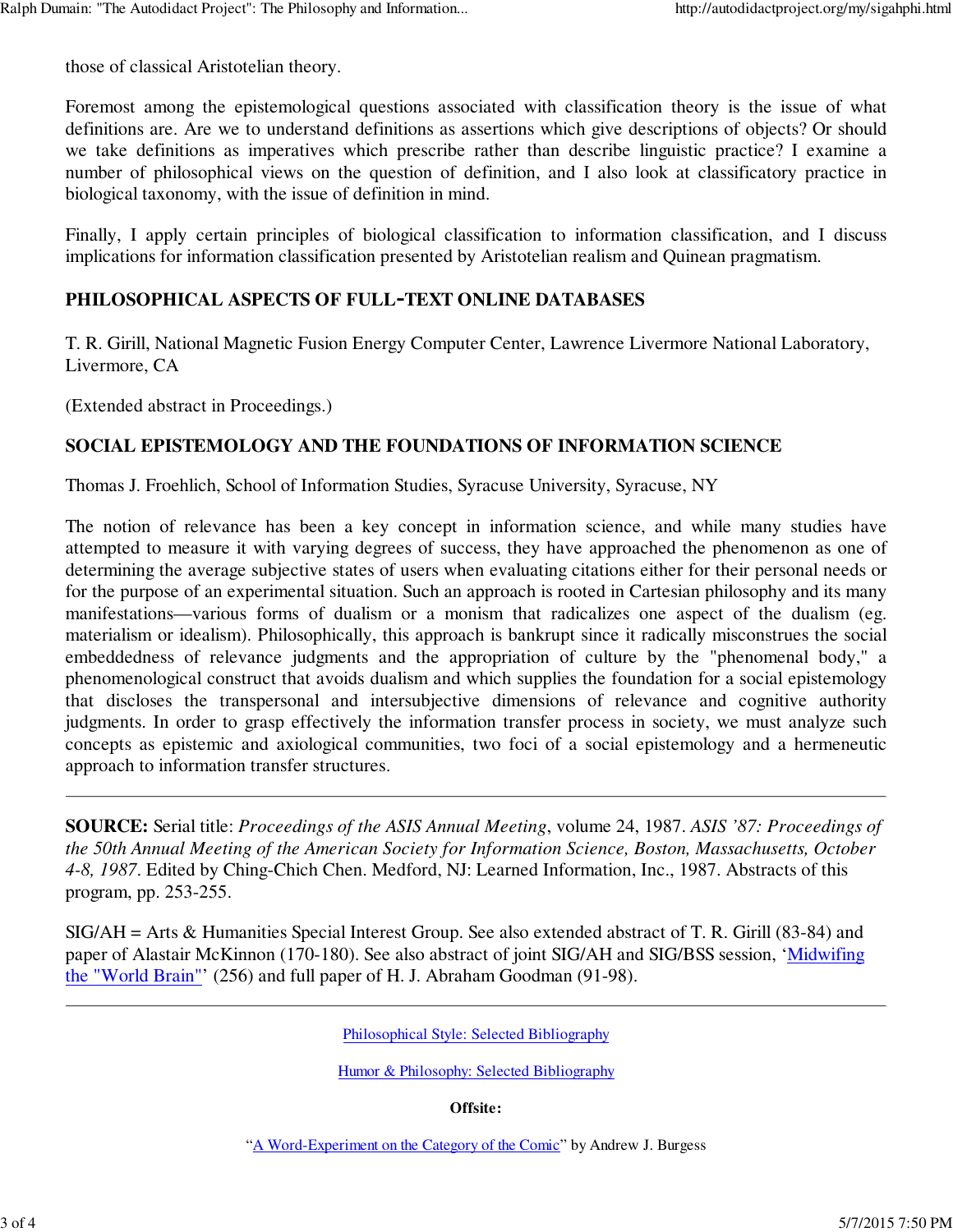those of classical Aristotelian theory.

Foremost among the epistemological questions associated with classification theory is the issue of what definitions are. Are we to understand definitions as assertions which give descriptions of objects? Or should we take definitions as imperatives which prescribe rather than describe linguistic practice? I examine a number of philosophical views on the question of definition, and I also look at classificatory practice in biological taxonomy, with the issue of definition in mind.

Finally, I apply certain principles of biological classification to information classification, and I discuss implications for information classification presented by Aristotelian realism and Quinean pragmatism.

### PHILOSOPHICAL ASPECTS OF FULL-TEXT ONLINE DATABASES

T. R. Girill, National Magnetic Fusion Energy Computer Center, Lawrence Livermore National Laboratory, Livermore, CA

(Extended abstract in Proceedings.)

### SOCIAL EPISTEMOLOGY AND THE FOUNDATIONS OF INFORMATION SCIENCE

Thomas J. Froehlich, School of Information Studies, Syracuse University, Syracuse, NY

The notion of relevance has been a key concept in information science, and while many studies have attempted to measure it with varying degrees of success, they have approached the phenomenon as one of determining the average subjective states of users when evaluating citations either for their personal needs or for the purpose of an experimental situation. Such an approach is rooted in Cartesian philosophy and its many manifestations—various forms of dualism or a monism that radicalizes one aspect of the dualism (eg. materialism or idealism). Philosophically, this approach is bankrupt since it radically misconstrues the social embeddedness of relevance judgments and the appropriation of culture by the "phenomenal body," a phenomenological construct that avoids dualism and which supplies the foundation for a social epistemology that discloses the transpersonal and intersubjective dimensions of relevance and cognitive authority judgments. In order to grasp effectively the information transfer process in society, we must analyze such concepts as epistemic and axiological communities, two foci of a social epistemology and a hermeneutic approach to information transfer structures.

---

**SOURCE:** Serial title: *Proceedings of the ASIS Annual Meeting*, volume 24, 1987. *ASIS '87: Proceedings of the 50th Annual Meeting of the American Society for Information Science, Boston, Massachusetts, October 4-8, 1987*. Edited by Ching-Chich Chen. Medford, NJ: Learned Information, Inc., 1987. Abstracts of this program, pp. 253-255.

SIG/AH = Arts & Humanities Special Interest Group. See also extended abstract of T. R. Girill (83-84) and paper of Alastair McKinnon (170-180). See also abstract of joint SIG/AH and SIG/BSS session, 'Midwifing the "World Brain"' (256) and full paper of H. J. Abraham Goodman (91-98).

---

Philosophical Style: Selected Bibliography

Humor & Philosophy: Selected Bibliography

**Offsite:**

"A Word-Experiment on the Category of the Comic" by Andrew J. Burgess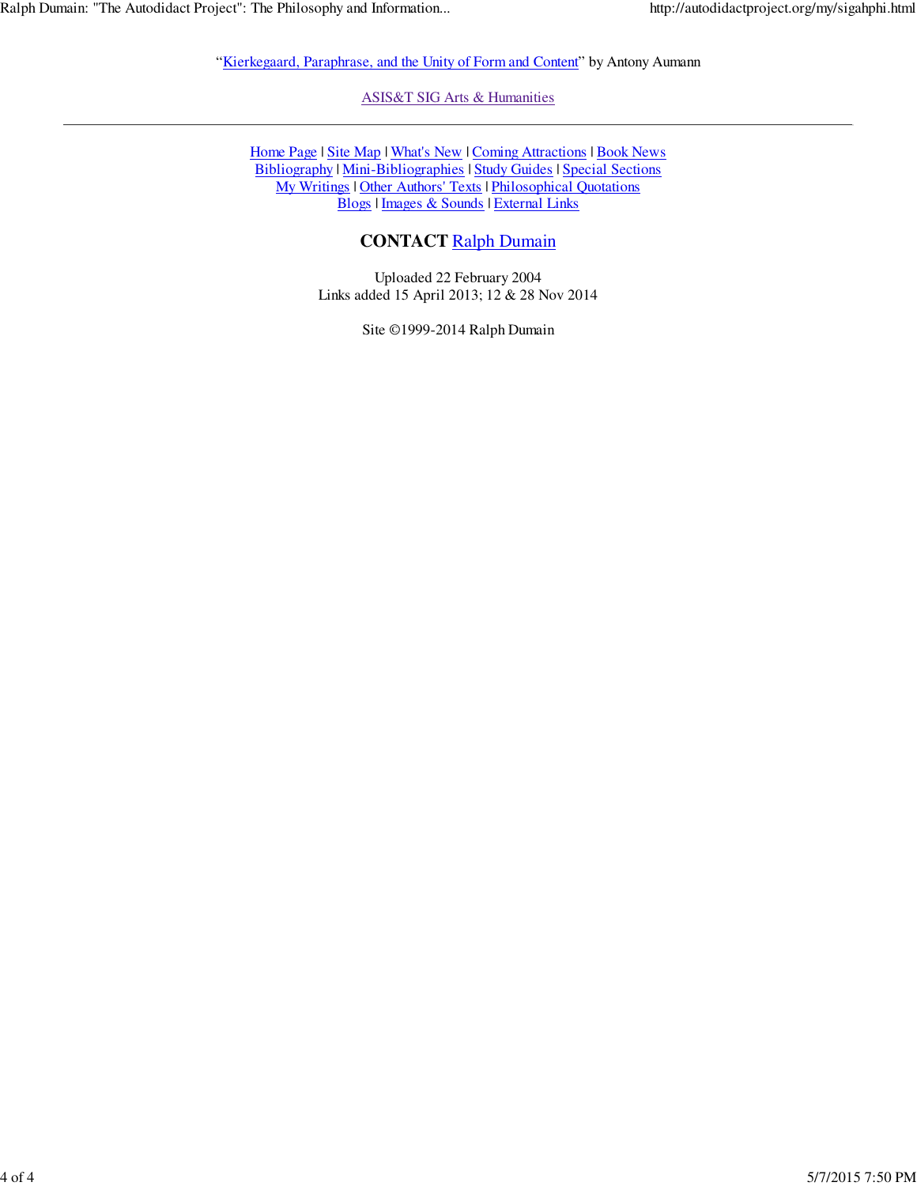"Kierkegaard, Paraphrase, and the Unity of Form and Content" by Antony Aumann

ASIS&T SIG Arts & Humanities

---

Home Page | Site Map | What's New | Coming Attractions | Book News
Bibliography | Mini-Bibliographies | Study Guides | Special Sections
My Writings | Other Authors' Texts | Philosophical Quotations
Blogs | Images & Sounds | External Links

**CONTACT** Ralph Dumain

Uploaded 22 February 2004
Links added 15 April 2013; 12 & 28 Nov 2014

Site ©1999-2014 Ralph Dumain